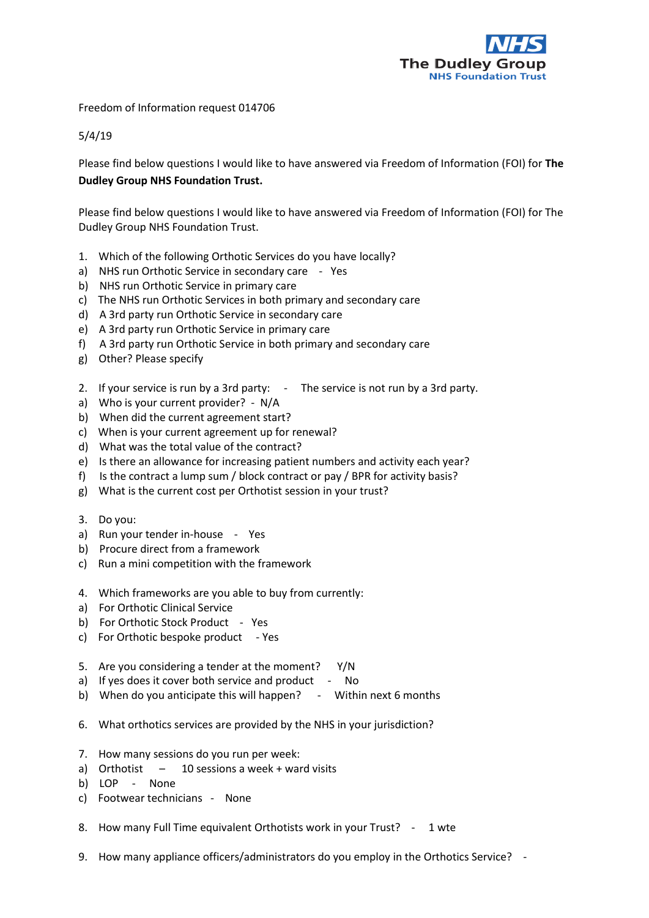The Dudley Group NHS Foundation Trust

Freedom of Information request 014706

5/4/19

Please find below questions I would like to have answered via Freedom of Information (FOI) for **The Dudley Group NHS Foundation Trust.**

Please find below questions I would like to have answered via Freedom of Information (FOI) for The Dudley Group NHS Foundation Trust.

1. Which of the following Orthotic Services do you have locally?

a) NHS run Orthotic Service in secondary care - Yes
b) NHS run Orthotic Service in primary care
c) The NHS run Orthotic Services in both primary and secondary care
d) A 3rd party run Orthotic Service in secondary care
e) A 3rd party run Orthotic Service in primary care
f) A 3rd party run Orthotic Service in both primary and secondary care
g) Other? Please specify

2. If your service is run by a 3rd party: - The service is not run by a 3rd party.

a) Who is your current provider? - N/A
b) When did the current agreement start?
c) When is your current agreement up for renewal?
d) What was the total value of the contract?
e) Is there an allowance for increasing patient numbers and activity each year?
f) Is the contract a lump sum / block contract or pay / BPR for activity basis?
g) What is the current cost per Orthotist session in your trust?

3. Do you:

a) Run your tender in-house - Yes
b) Procure direct from a framework
c) Run a mini competition with the framework

4. Which frameworks are you able to buy from currently:

a) For Orthotic Clinical Service
b) For Orthotic Stock Product - Yes
c) For Orthotic bespoke product - Yes

5. Are you considering a tender at the moment? Y/N

a) If yes does it cover both service and product - No
b) When do you anticipate this will happen? - Within next 6 months

6. What orthotics services are provided by the NHS in your jurisdiction?

7. How many sessions do you run per week:

a) Orthotist – 10 sessions a week + ward visits
b) LOP - None
c) Footwear technicians - None

8. How many Full Time equivalent Orthotists work in your Trust? - 1 wte

9. How many appliance officers/administrators do you employ in the Orthotics Service? -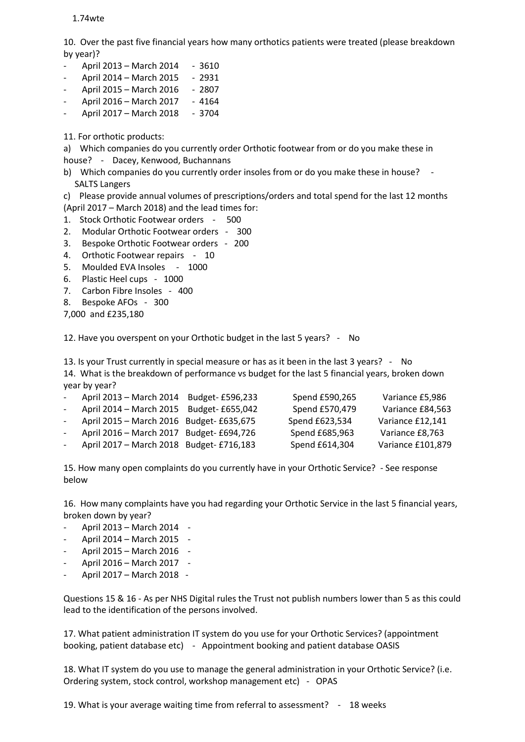1.74wte

10. Over the past five financial years how many orthotics patients were treated (please breakdown by year)?

- April 2013 – March 2014 - 3610
- April 2014 – March 2015 - 2931
- April 2015 – March 2016 - 2807
- April 2016 – March 2017 - 4164
- April 2017 – March 2018 - 3704

11. For orthotic products:

a) Which companies do you currently order Orthotic footwear from or do you make these in house? - Dacey, Kenwood, Buchannans

b) Which companies do you currently order insoles from or do you make these in house? - SALTS Langers

c) Please provide annual volumes of prescriptions/orders and total spend for the last 12 months (April 2017 – March 2018) and the lead times for:

1. Stock Orthotic Footwear orders - 500
2. Modular Orthotic Footwear orders - 300
3. Bespoke Orthotic Footwear orders - 200
4. Orthotic Footwear repairs - 10
5. Moulded EVA Insoles - 1000
6. Plastic Heel cups - 1000
7. Carbon Fibre Insoles - 400
8. Bespoke AFOs - 300

7,000 and £235,180

12. Have you overspent on your Orthotic budget in the last 5 years? - No

13. Is your Trust currently in special measure or has as it been in the last 3 years? - No

14. What is the breakdown of performance vs budget for the last 5 financial years, broken down year by year?

| Year | Budget | Spend | Variance |
|---|---|---|---|
| April 2013 – March 2014 | Budget- £596,233 | Spend £590,265 | Variance £5,986 |
| April 2014 – March 2015 | Budget- £655,042 | Spend £570,479 | Variance £84,563 |
| April 2015 – March 2016 | Budget- £635,675 | Spend £623,534 | Variance £12,141 |
| April 2016 – March 2017 | Budget- £694,726 | Spend £685,963 | Variance £8,763 |
| April 2017 – March 2018 | Budget- £716,183 | Spend £614,304 | Variance £101,879 |

15. How many open complaints do you currently have in your Orthotic Service? - See response below

16. How many complaints have you had regarding your Orthotic Service in the last 5 financial years, broken down by year?

- April 2013 – March 2014 -
- April 2014 – March 2015 -
- April 2015 – March 2016 -
- April 2016 – March 2017 -
- April 2017 – March 2018 -

Questions 15 & 16 - As per NHS Digital rules the Trust not publish numbers lower than 5 as this could lead to the identification of the persons involved.

17. What patient administration IT system do you use for your Orthotic Services? (appointment booking, patient database etc) - Appointment booking and patient database OASIS

18. What IT system do you use to manage the general administration in your Orthotic Service? (i.e. Ordering system, stock control, workshop management etc) - OPAS

19. What is your average waiting time from referral to assessment? - 18 weeks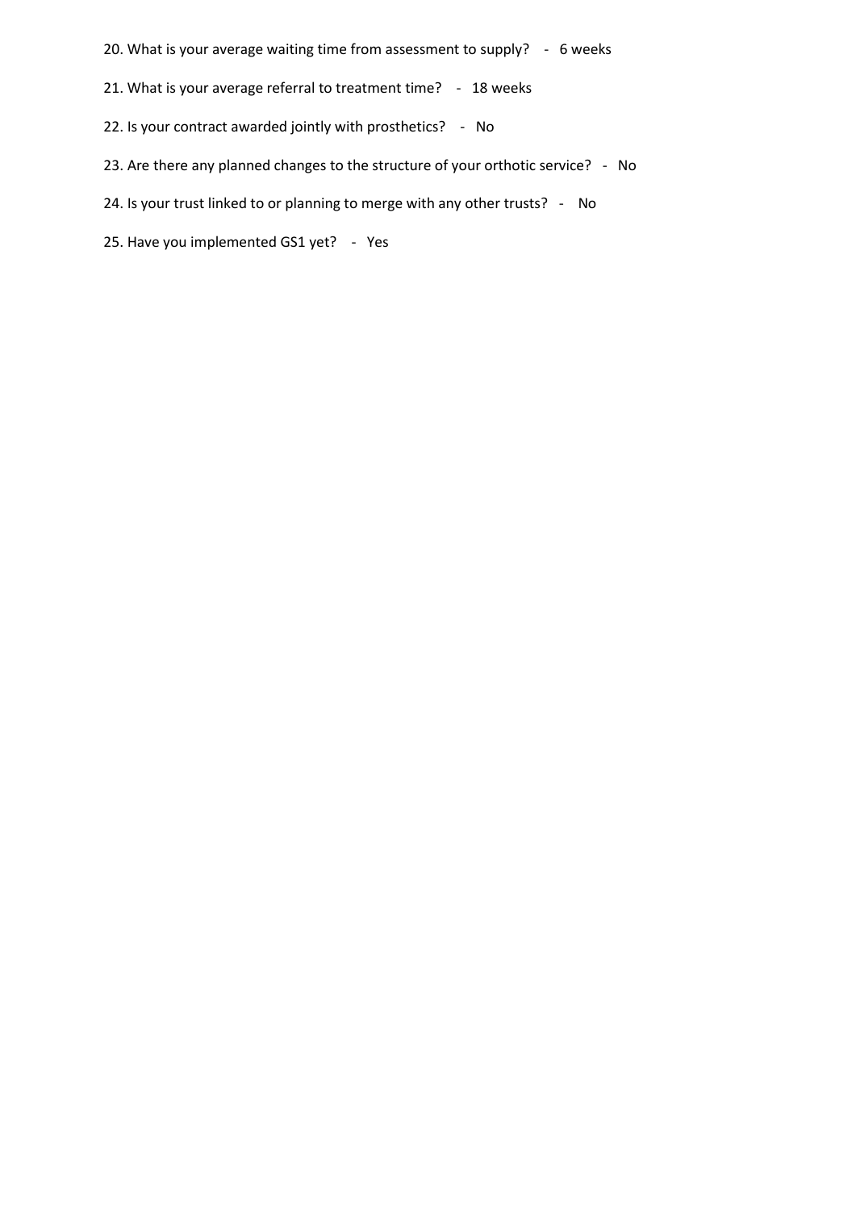20. What is your average waiting time from assessment to supply? - 6 weeks

21. What is your average referral to treatment time? - 18 weeks

22. Is your contract awarded jointly with prosthetics? - No

23. Are there any planned changes to the structure of your orthotic service? - No

24. Is your trust linked to or planning to merge with any other trusts? - No

25. Have you implemented GS1 yet? - Yes